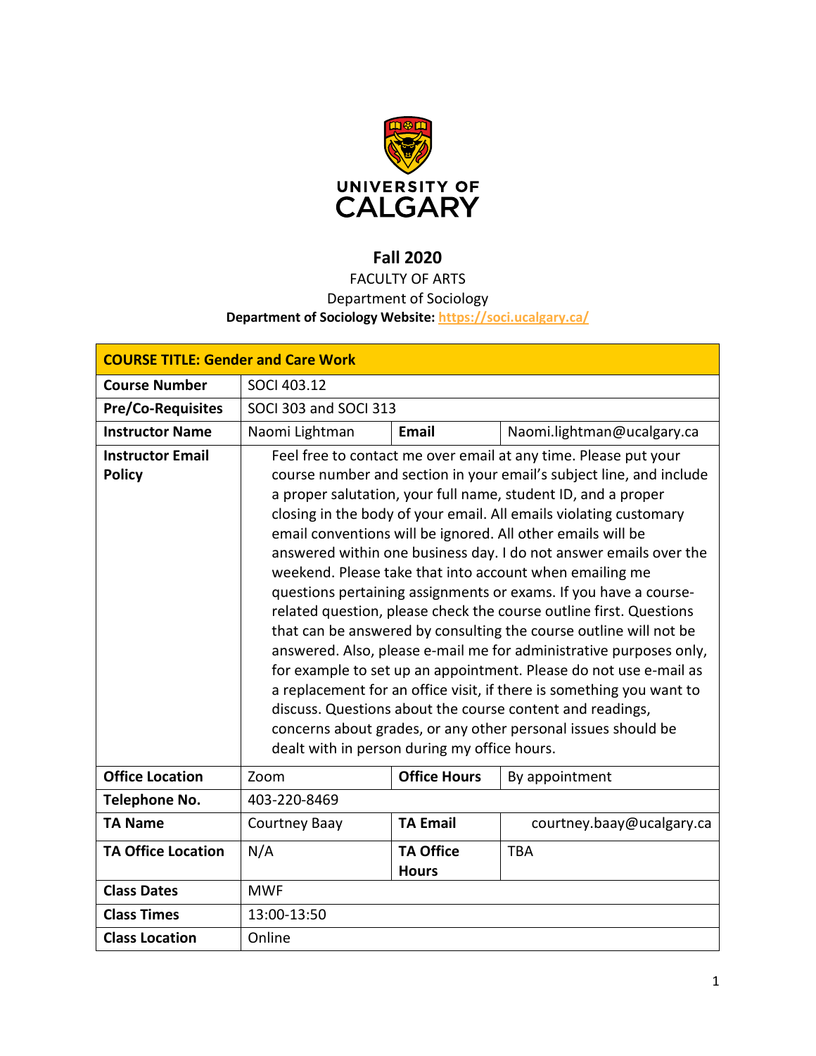# Fall 2020

FACULTY OF ARTS

Department of Sociology

**Department of Sociology Website: https://soci.ucalgary.ca/**

| **COURSE TITLE: Gender and Care Work** | | | |
|---|---|---|---|
| **Course Number** | SOCI 403.12 | | |
| **Pre/Co-Requisites** | SOCI 303 and SOCI 313 | | |
| **Instructor Name** | Naomi Lightman | **Email** | Naomi.lightman@ucalgary.ca |
| **Instructor Email Policy** | Feel free to contact me over email at any time. Please put your course number and section in your email's subject line, and include a proper salutation, your full name, student ID, and a proper closing in the body of your email. All emails violating customary email conventions will be ignored. All other emails will be answered within one business day. I do not answer emails over the weekend. Please take that into account when emailing me questions pertaining assignments or exams. If you have a course-related question, please check the course outline first. Questions that can be answered by consulting the course outline will not be answered. Also, please e-mail me for administrative purposes only, for example to set up an appointment. Please do not use e-mail as a replacement for an office visit, if there is something you want to discuss. Questions about the course content and readings, concerns about grades, or any other personal issues should be dealt with in person during my office hours. | | |
| **Office Location** | Zoom | **Office Hours** | By appointment |
| **Telephone No.** | 403-220-8469 | | |
| **TA Name** | Courtney Baay | **TA Email** | courtney.baay@ucalgary.ca |
| **TA Office Location** | N/A | **TA Office Hours** | TBA |
| **Class Dates** | MWF | | |
| **Class Times** | 13:00-13:50 | | |
| **Class Location** | Online | | |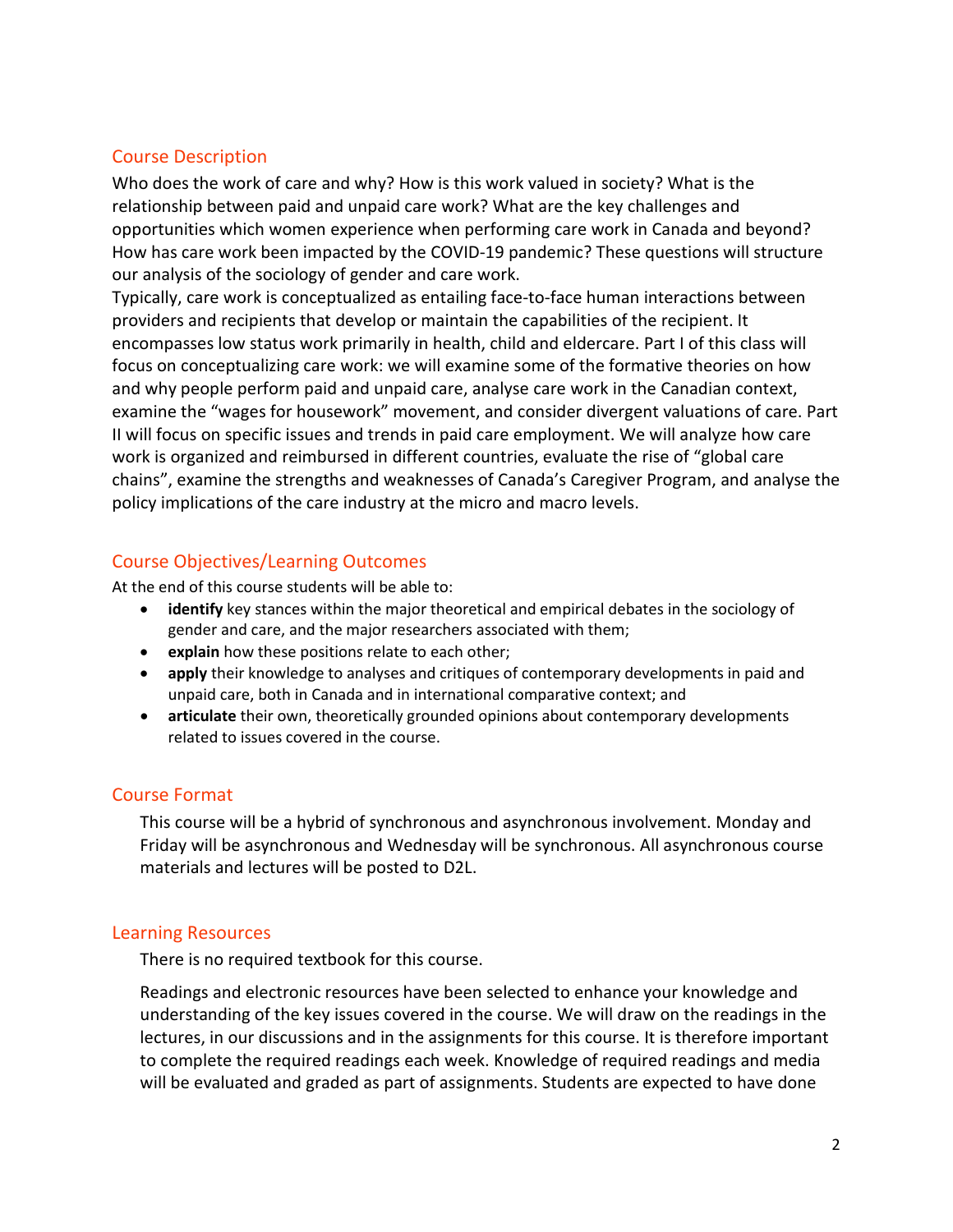## Course Description

Who does the work of care and why? How is this work valued in society? What is the relationship between paid and unpaid care work? What are the key challenges and opportunities which women experience when performing care work in Canada and beyond? How has care work been impacted by the COVID-19 pandemic? These questions will structure our analysis of the sociology of gender and care work.

Typically, care work is conceptualized as entailing face-to-face human interactions between providers and recipients that develop or maintain the capabilities of the recipient. It encompasses low status work primarily in health, child and eldercare. Part I of this class will focus on conceptualizing care work: we will examine some of the formative theories on how and why people perform paid and unpaid care, analyse care work in the Canadian context, examine the "wages for housework" movement, and consider divergent valuations of care. Part II will focus on specific issues and trends in paid care employment. We will analyze how care work is organized and reimbursed in different countries, evaluate the rise of "global care chains", examine the strengths and weaknesses of Canada's Caregiver Program, and analyse the policy implications of the care industry at the micro and macro levels.

## Course Objectives/Learning Outcomes

At the end of this course students will be able to:

- **identify** key stances within the major theoretical and empirical debates in the sociology of gender and care, and the major researchers associated with them;
- **explain** how these positions relate to each other;
- **apply** their knowledge to analyses and critiques of contemporary developments in paid and unpaid care, both in Canada and in international comparative context; and
- **articulate** their own, theoretically grounded opinions about contemporary developments related to issues covered in the course.

## Course Format

This course will be a hybrid of synchronous and asynchronous involvement. Monday and Friday will be asynchronous and Wednesday will be synchronous. All asynchronous course materials and lectures will be posted to D2L.

## Learning Resources

There is no required textbook for this course.

Readings and electronic resources have been selected to enhance your knowledge and understanding of the key issues covered in the course. We will draw on the readings in the lectures, in our discussions and in the assignments for this course. It is therefore important to complete the required readings each week. Knowledge of required readings and media will be evaluated and graded as part of assignments. Students are expected to have done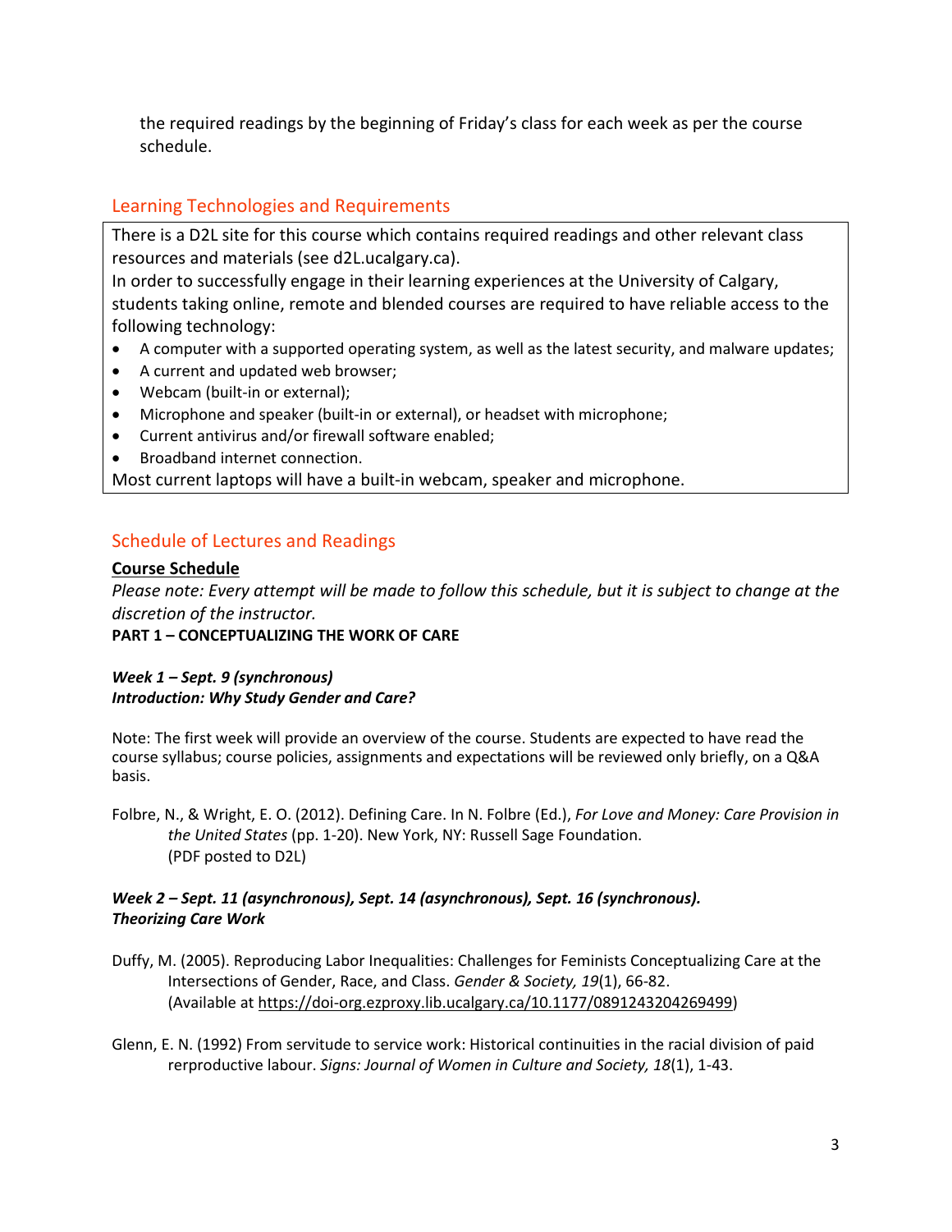the required readings by the beginning of Friday's class for each week as per the course schedule.

## Learning Technologies and Requirements

There is a D2L site for this course which contains required readings and other relevant class resources and materials (see d2L.ucalgary.ca).
In order to successfully engage in their learning experiences at the University of Calgary, students taking online, remote and blended courses are required to have reliable access to the following technology:

- A computer with a supported operating system, as well as the latest security, and malware updates;
- A current and updated web browser;
- Webcam (built-in or external);
- Microphone and speaker (built-in or external), or headset with microphone;
- Current antivirus and/or firewall software enabled;
- Broadband internet connection.

Most current laptops will have a built-in webcam, speaker and microphone.

## Schedule of Lectures and Readings

**Course Schedule**

*Please note: Every attempt will be made to follow this schedule, but it is subject to change at the discretion of the instructor.*

**PART 1 – CONCEPTUALIZING THE WORK OF CARE**

***Week 1 – Sept. 9 (synchronous)***
***Introduction: Why Study Gender and Care?***

Note: The first week will provide an overview of the course. Students are expected to have read the course syllabus; course policies, assignments and expectations will be reviewed only briefly, on a Q&A basis.

Folbre, N., & Wright, E. O. (2012). Defining Care. In N. Folbre (Ed.), *For Love and Money: Care Provision in the United States* (pp. 1-20). New York, NY: Russell Sage Foundation. (PDF posted to D2L)

***Week 2 – Sept. 11 (asynchronous), Sept. 14 (asynchronous), Sept. 16 (synchronous).***
***Theorizing Care Work***

Duffy, M. (2005). Reproducing Labor Inequalities: Challenges for Feminists Conceptualizing Care at the Intersections of Gender, Race, and Class. *Gender & Society, 19*(1), 66-82. (Available at https://doi-org.ezproxy.lib.ucalgary.ca/10.1177/0891243204269499)

Glenn, E. N. (1992) From servitude to service work: Historical continuities in the racial division of paid rerproductive labour. *Signs: Journal of Women in Culture and Society, 18*(1), 1-43.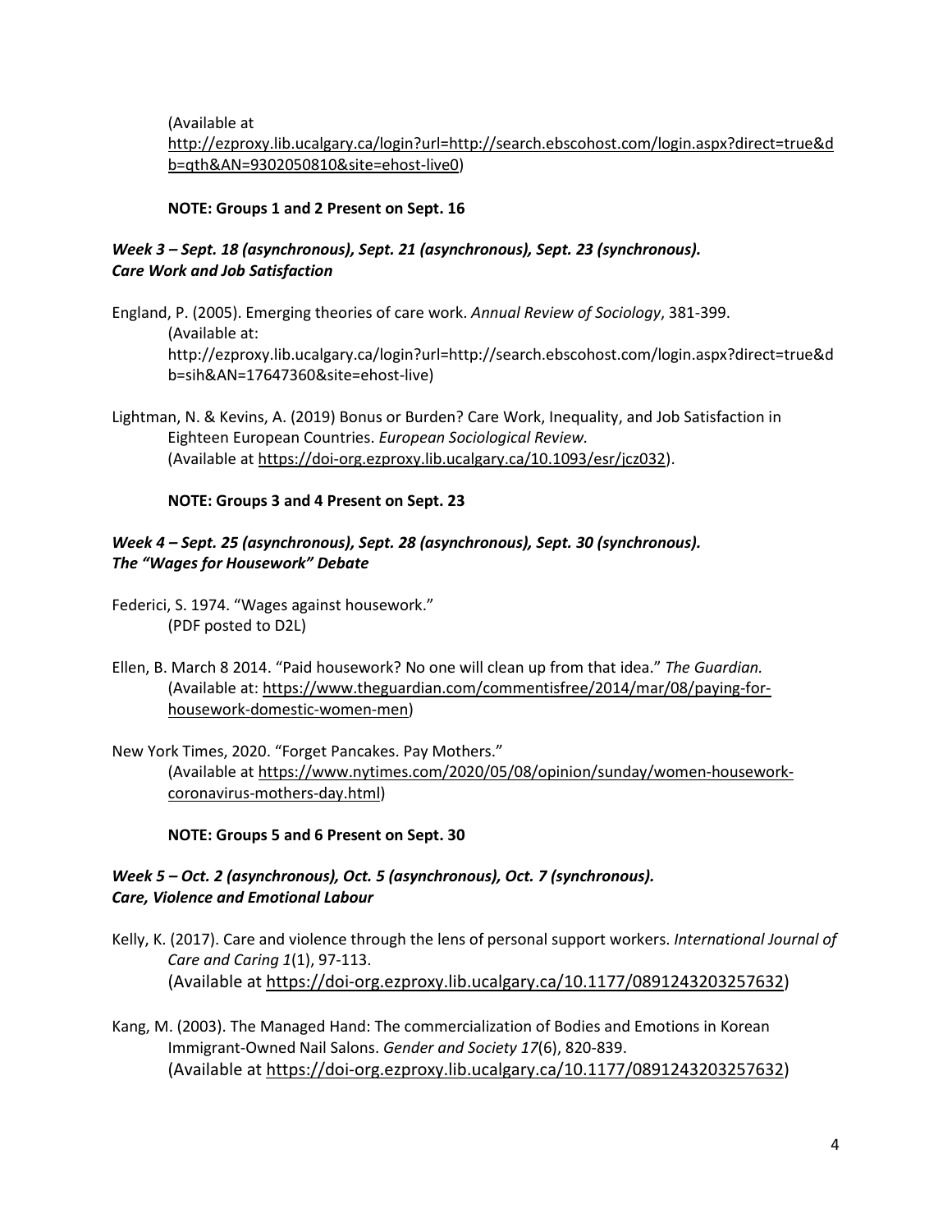(Available at [http://ezproxy.lib.ucalgary.ca/login?url=http://search.ebscohost.com/login.aspx?direct=true&db=qth&AN=9302050810&site=ehost-live0](http://ezproxy.lib.ucalgary.ca/login?url=http://search.ebscohost.com/login.aspx?direct=true&db=qth&AN=9302050810&site=ehost-live0))

**NOTE: Groups 1 and 2 Present on Sept. 16**

***Week 3 – Sept. 18 (asynchronous), Sept. 21 (asynchronous), Sept. 23 (synchronous).***
***Care Work and Job Satisfaction***

England, P. (2005). Emerging theories of care work. *Annual Review of Sociology*, 381-399. (Available at: http://ezproxy.lib.ucalgary.ca/login?url=http://search.ebscohost.com/login.aspx?direct=true&db=sih&AN=17647360&site=ehost-live)

Lightman, N. & Kevins, A. (2019) Bonus or Burden? Care Work, Inequality, and Job Satisfaction in Eighteen European Countries. *European Sociological Review.* (Available at [https://doi-org.ezproxy.lib.ucalgary.ca/10.1093/esr/jcz032](https://doi-org.ezproxy.lib.ucalgary.ca/10.1093/esr/jcz032)).

**NOTE: Groups 3 and 4 Present on Sept. 23**

***Week 4 – Sept. 25 (asynchronous), Sept. 28 (asynchronous), Sept. 30 (synchronous).***
***The "Wages for Housework" Debate***

Federici, S. 1974. "Wages against housework." (PDF posted to D2L)

Ellen, B. March 8 2014. "Paid housework? No one will clean up from that idea." *The Guardian.* (Available at: [https://www.theguardian.com/commentisfree/2014/mar/08/paying-for-housework-domestic-women-men](https://www.theguardian.com/commentisfree/2014/mar/08/paying-for-housework-domestic-women-men))

New York Times, 2020. "Forget Pancakes. Pay Mothers." (Available at [https://www.nytimes.com/2020/05/08/opinion/sunday/women-housework-coronavirus-mothers-day.html](https://www.nytimes.com/2020/05/08/opinion/sunday/women-housework-coronavirus-mothers-day.html))

**NOTE: Groups 5 and 6 Present on Sept. 30**

***Week 5 – Oct. 2 (asynchronous), Oct. 5 (asynchronous), Oct. 7 (synchronous).***
***Care, Violence and Emotional Labour***

Kelly, K. (2017). Care and violence through the lens of personal support workers. *International Journal of Care and Caring 1*(1), 97-113. (Available at [https://doi-org.ezproxy.lib.ucalgary.ca/10.1177/0891243203257632](https://doi-org.ezproxy.lib.ucalgary.ca/10.1177/0891243203257632))

Kang, M. (2003). The Managed Hand: The commercialization of Bodies and Emotions in Korean Immigrant-Owned Nail Salons. *Gender and Society 17*(6), 820-839. (Available at [https://doi-org.ezproxy.lib.ucalgary.ca/10.1177/0891243203257632](https://doi-org.ezproxy.lib.ucalgary.ca/10.1177/0891243203257632))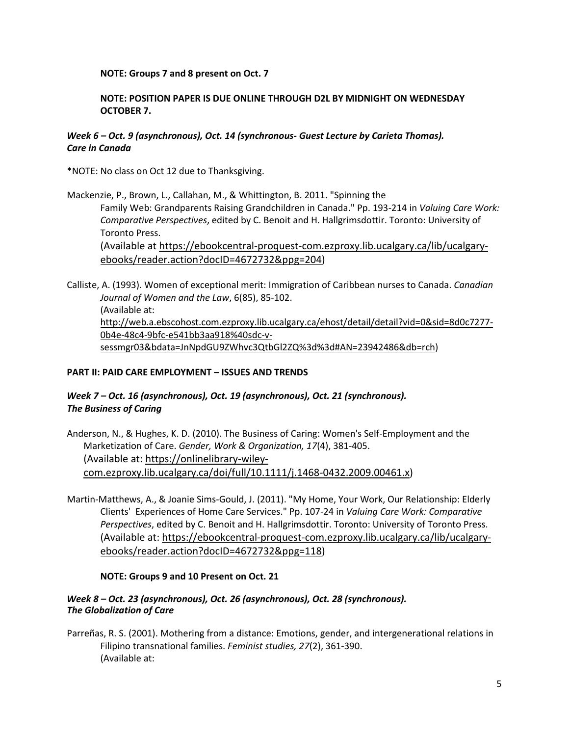**NOTE: Groups 7 and 8 present on Oct. 7**

**NOTE: POSITION PAPER IS DUE ONLINE THROUGH D2L BY MIDNIGHT ON WEDNESDAY OCTOBER 7.**

***Week 6 – Oct. 9 (asynchronous), Oct. 14 (synchronous- Guest Lecture by Carieta Thomas). Care in Canada***

*NOTE: No class on Oct 12 due to Thanksgiving.

Mackenzie, P., Brown, L., Callahan, M., & Whittington, B. 2011. "Spinning the Family Web: Grandparents Raising Grandchildren in Canada." Pp. 193-214 in *Valuing Care Work: Comparative Perspectives*, edited by C. Benoit and H. Hallgrimsdottir. Toronto: University of Toronto Press.
(Available at https://ebookcentral-proquest-com.ezproxy.lib.ucalgary.ca/lib/ucalgary-ebooks/reader.action?docID=4672732&ppg=204)

Calliste, A. (1993). Women of exceptional merit: Immigration of Caribbean nurses to Canada. *Canadian Journal of Women and the Law*, 6(85), 85-102.
(Available at: http://web.a.ebscohost.com.ezproxy.lib.ucalgary.ca/ehost/detail/detail?vid=0&sid=8d0c7277-0b4e-48c4-9bfc-e541bb3aa918%40sdc-v-sessmgr03&bdata=JnNpdGU9ZWhvc3QtbGl2ZQ%3d%3d#AN=23942486&db=rch)

**PART II: PAID CARE EMPLOYMENT – ISSUES AND TRENDS**

***Week 7 – Oct. 16 (asynchronous), Oct. 19 (asynchronous), Oct. 21 (synchronous). The Business of Caring***

Anderson, N., & Hughes, K. D. (2010). The Business of Caring: Women's Self-Employment and the Marketization of Care. *Gender, Work & Organization, 17*(4), 381-405.
(Available at: https://onlinelibrary-wiley-com.ezproxy.lib.ucalgary.ca/doi/full/10.1111/j.1468-0432.2009.00461.x)

Martin-Matthews, A., & Joanie Sims-Gould, J. (2011). "My Home, Your Work, Our Relationship: Elderly Clients' Experiences of Home Care Services." Pp. 107-24 in *Valuing Care Work: Comparative Perspectives*, edited by C. Benoit and H. Hallgrimsdottir. Toronto: University of Toronto Press.
(Available at: https://ebookcentral-proquest-com.ezproxy.lib.ucalgary.ca/lib/ucalgary-ebooks/reader.action?docID=4672732&ppg=118)

**NOTE: Groups 9 and 10 Present on Oct. 21**

***Week 8 – Oct. 23 (asynchronous), Oct. 26 (asynchronous), Oct. 28 (synchronous). The Globalization of Care***

Parreñas, R. S. (2001). Mothering from a distance: Emotions, gender, and intergenerational relations in Filipino transnational families. *Feminist studies, 27*(2), 361-390.
(Available at: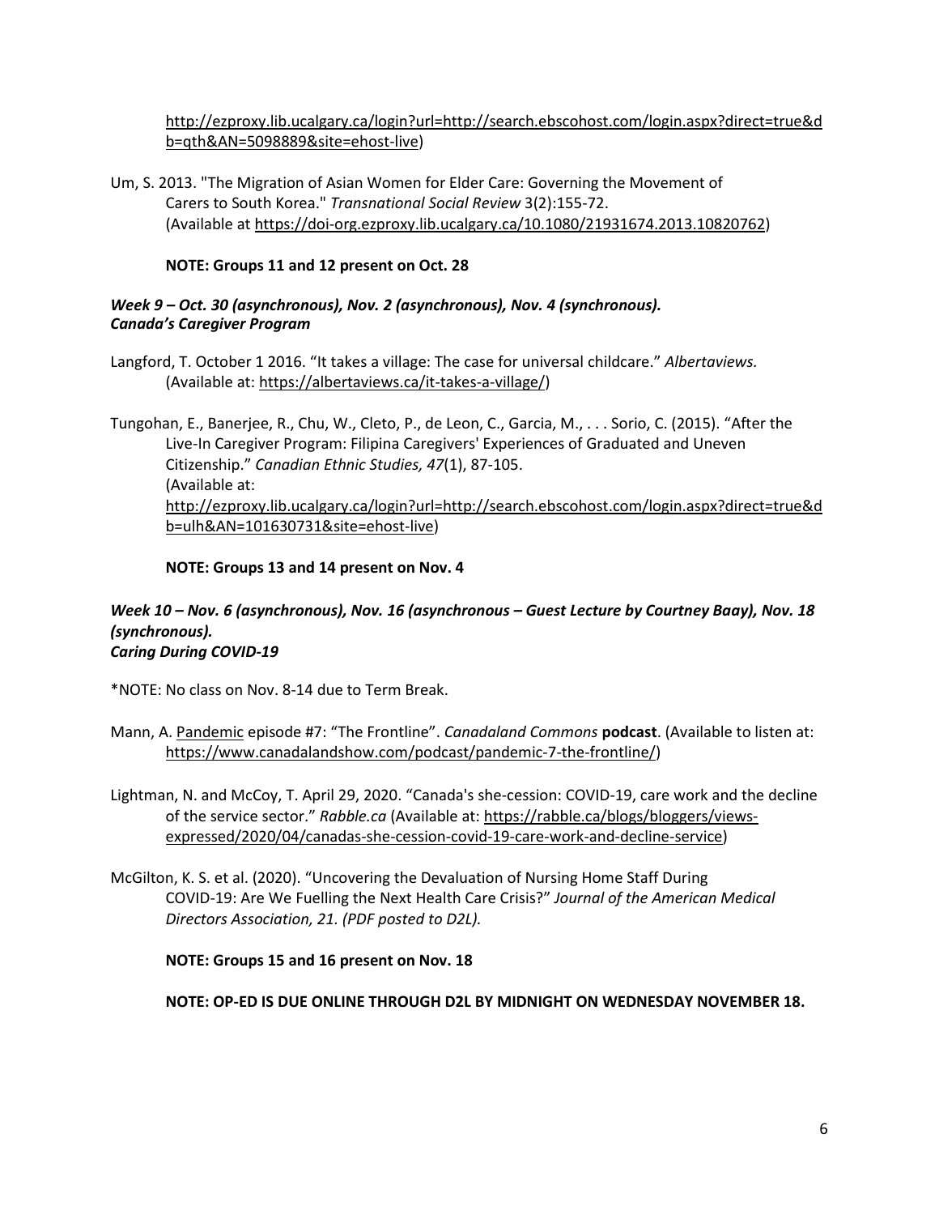http://ezproxy.lib.ucalgary.ca/login?url=http://search.ebscohost.com/login.aspx?direct=true&db=qth&AN=5098889&site=ehost-live)

Um, S. 2013. "The Migration of Asian Women for Elder Care: Governing the Movement of Carers to South Korea." *Transnational Social Review* 3(2):155-72. (Available at https://doi-org.ezproxy.lib.ucalgary.ca/10.1080/21931674.2013.10820762)

**NOTE: Groups 11 and 12 present on Oct. 28**

***Week 9 – Oct. 30 (asynchronous), Nov. 2 (asynchronous), Nov. 4 (synchronous).***
***Canada's Caregiver Program***

Langford, T. October 1 2016. "It takes a village: The case for universal childcare." *Albertaviews.* (Available at: https://albertaviews.ca/it-takes-a-village/)

Tungohan, E., Banerjee, R., Chu, W., Cleto, P., de Leon, C., Garcia, M., . . . Sorio, C. (2015). "After the Live-In Caregiver Program: Filipina Caregivers' Experiences of Graduated and Uneven Citizenship." *Canadian Ethnic Studies, 47*(1), 87-105. (Available at: http://ezproxy.lib.ucalgary.ca/login?url=http://search.ebscohost.com/login.aspx?direct=true&db=ulh&AN=101630731&site=ehost-live)

**NOTE: Groups 13 and 14 present on Nov. 4**

***Week 10 – Nov. 6 (asynchronous), Nov. 16 (asynchronous – Guest Lecture by Courtney Baay), Nov. 18 (synchronous).***
***Caring During COVID-19***

*NOTE: No class on Nov. 8-14 due to Term Break.

Mann, A. Pandemic episode #7: "The Frontline". *Canadaland Commons* **podcast**. (Available to listen at: https://www.canadalandshow.com/podcast/pandemic-7-the-frontline/)

Lightman, N. and McCoy, T. April 29, 2020. "Canada's she-cession: COVID-19, care work and the decline of the service sector." *Rabble.ca* (Available at: https://rabble.ca/blogs/bloggers/views-expressed/2020/04/canadas-she-cession-covid-19-care-work-and-decline-service)

McGilton, K. S. et al. (2020). "Uncovering the Devaluation of Nursing Home Staff During COVID-19: Are We Fuelling the Next Health Care Crisis?" *Journal of the American Medical Directors Association, 21. (PDF posted to D2L).*

**NOTE: Groups 15 and 16 present on Nov. 18**

**NOTE: OP-ED IS DUE ONLINE THROUGH D2L BY MIDNIGHT ON WEDNESDAY NOVEMBER 18.**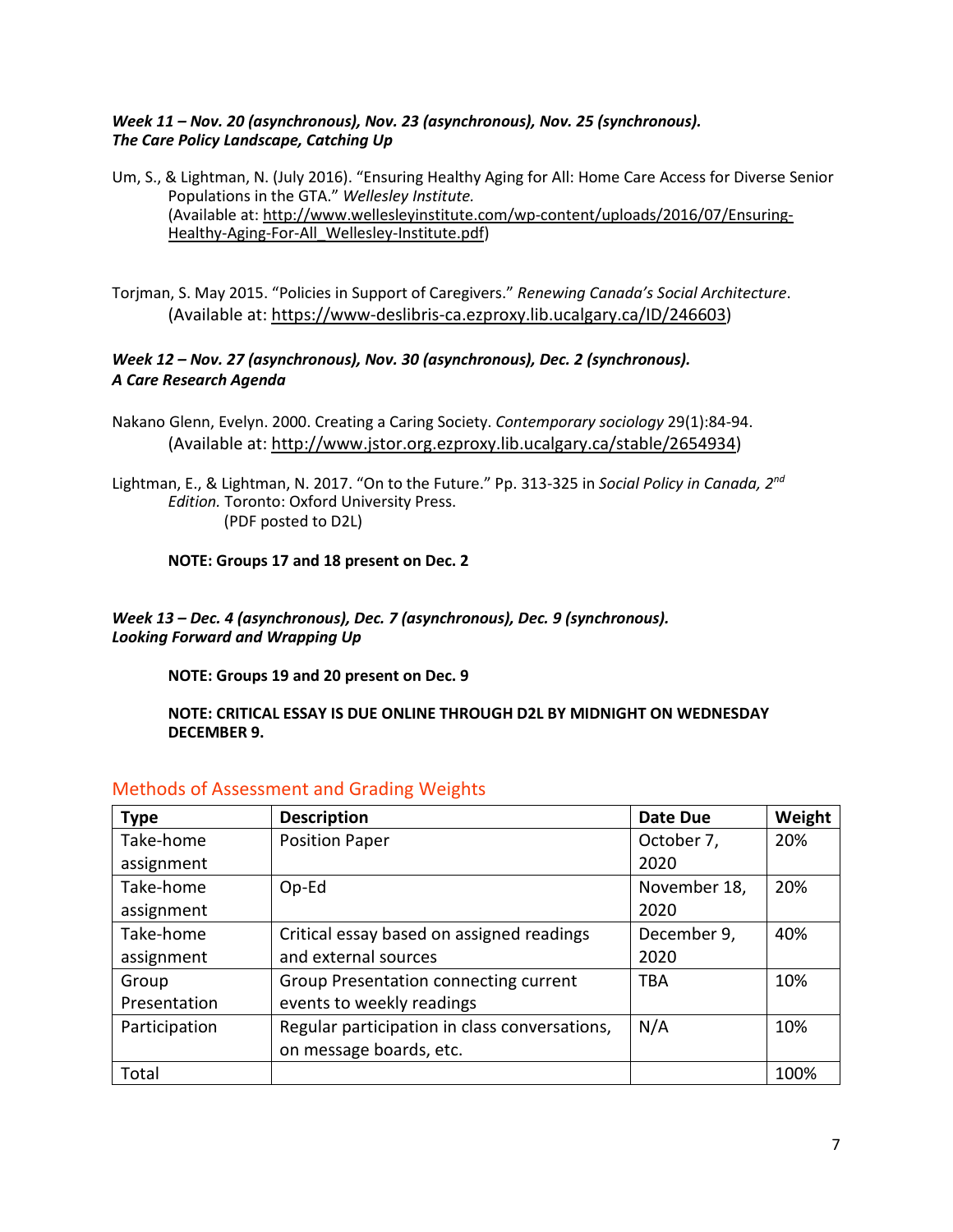***Week 11 – Nov. 20 (asynchronous), Nov. 23 (asynchronous), Nov. 25 (synchronous).***
***The Care Policy Landscape, Catching Up***

Um, S., & Lightman, N. (July 2016). "Ensuring Healthy Aging for All: Home Care Access for Diverse Senior Populations in the GTA." *Wellesley Institute.* (Available at: http://www.wellesleyinstitute.com/wp-content/uploads/2016/07/Ensuring-Healthy-Aging-For-All_Wellesley-Institute.pdf)

Torjman, S. May 2015. "Policies in Support of Caregivers." *Renewing Canada's Social Architecture*. (Available at: https://www-deslibris-ca.ezproxy.lib.ucalgary.ca/ID/246603)

***Week 12 – Nov. 27 (asynchronous), Nov. 30 (asynchronous), Dec. 2 (synchronous).***
***A Care Research Agenda***

Nakano Glenn, Evelyn. 2000. Creating a Caring Society. *Contemporary sociology* 29(1):84-94. (Available at: http://www.jstor.org.ezproxy.lib.ucalgary.ca/stable/2654934)

Lightman, E., & Lightman, N. 2017. "On to the Future." Pp. 313-325 in *Social Policy in Canada, 2nd Edition.* Toronto: Oxford University Press. (PDF posted to D2L)

**NOTE: Groups 17 and 18 present on Dec. 2**

***Week 13 – Dec. 4 (asynchronous), Dec. 7 (asynchronous), Dec. 9 (synchronous).***
***Looking Forward and Wrapping Up***

**NOTE: Groups 19 and 20 present on Dec. 9**

**NOTE: CRITICAL ESSAY IS DUE ONLINE THROUGH D2L BY MIDNIGHT ON WEDNESDAY DECEMBER 9.**

## Methods of Assessment and Grading Weights

| Type | Description | Date Due | Weight |
|---|---|---|---|
| Take-home assignment | Position Paper | October 7, 2020 | 20% |
| Take-home assignment | Op-Ed | November 18, 2020 | 20% |
| Take-home assignment | Critical essay based on assigned readings and external sources | December 9, 2020 | 40% |
| Group Presentation | Group Presentation connecting current events to weekly readings | TBA | 10% |
| Participation | Regular participation in class conversations, on message boards, etc. | N/A | 10% |
| Total | | | 100% |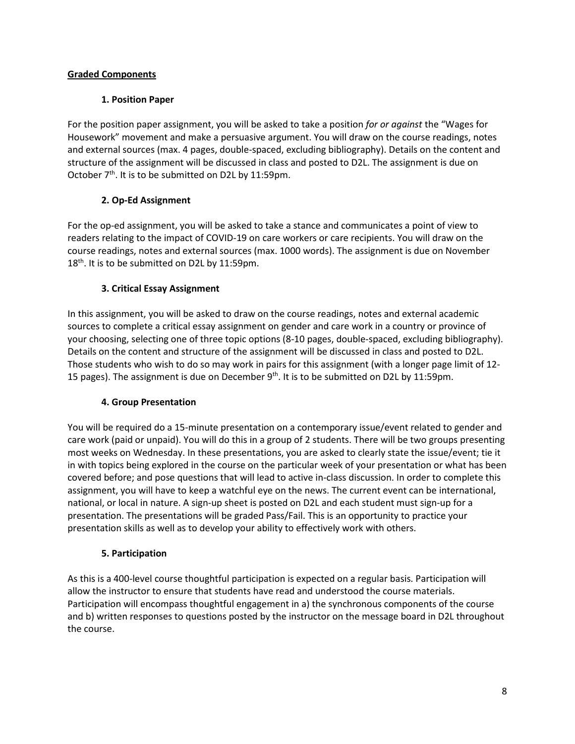## Graded Components

### 1. Position Paper

For the position paper assignment, you will be asked to take a position *for or against* the "Wages for Housework" movement and make a persuasive argument. You will draw on the course readings, notes and external sources (max. 4 pages, double-spaced, excluding bibliography). Details on the content and structure of the assignment will be discussed in class and posted to D2L. The assignment is due on October 7th. It is to be submitted on D2L by 11:59pm.

### 2. Op-Ed Assignment

For the op-ed assignment, you will be asked to take a stance and communicates a point of view to readers relating to the impact of COVID-19 on care workers or care recipients. You will draw on the course readings, notes and external sources (max. 1000 words). The assignment is due on November 18th. It is to be submitted on D2L by 11:59pm.

### 3. Critical Essay Assignment

In this assignment, you will be asked to draw on the course readings, notes and external academic sources to complete a critical essay assignment on gender and care work in a country or province of your choosing, selecting one of three topic options (8-10 pages, double-spaced, excluding bibliography). Details on the content and structure of the assignment will be discussed in class and posted to D2L. Those students who wish to do so may work in pairs for this assignment (with a longer page limit of 12-15 pages). The assignment is due on December 9th. It is to be submitted on D2L by 11:59pm.

### 4. Group Presentation

You will be required do a 15-minute presentation on a contemporary issue/event related to gender and care work (paid or unpaid). You will do this in a group of 2 students. There will be two groups presenting most weeks on Wednesday. In these presentations, you are asked to clearly state the issue/event; tie it in with topics being explored in the course on the particular week of your presentation or what has been covered before; and pose questions that will lead to active in-class discussion. In order to complete this assignment, you will have to keep a watchful eye on the news. The current event can be international, national, or local in nature. A sign-up sheet is posted on D2L and each student must sign-up for a presentation. The presentations will be graded Pass/Fail. This is an opportunity to practice your presentation skills as well as to develop your ability to effectively work with others.

### 5. Participation

As this is a 400-level course thoughtful participation is expected on a regular basis. Participation will allow the instructor to ensure that students have read and understood the course materials. Participation will encompass thoughtful engagement in a) the synchronous components of the course and b) written responses to questions posted by the instructor on the message board in D2L throughout the course.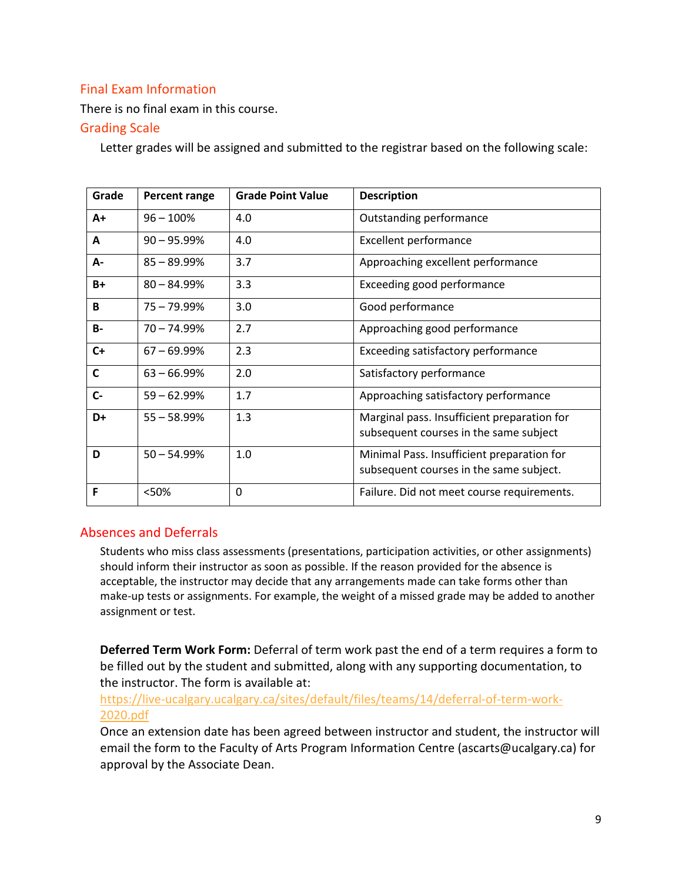## Final Exam Information

There is no final exam in this course.

## Grading Scale

Letter grades will be assigned and submitted to the registrar based on the following scale:

| Grade | Percent range | Grade Point Value | Description |
|---|---|---|---|
| **A+** | 96 – 100% | 4.0 | Outstanding performance |
| **A** | 90 – 95.99% | 4.0 | Excellent performance |
| **A-** | 85 – 89.99% | 3.7 | Approaching excellent performance |
| **B+** | 80 – 84.99% | 3.3 | Exceeding good performance |
| **B** | 75 – 79.99% | 3.0 | Good performance |
| **B-** | 70 – 74.99% | 2.7 | Approaching good performance |
| **C+** | 67 – 69.99% | 2.3 | Exceeding satisfactory performance |
| **C** | 63 – 66.99% | 2.0 | Satisfactory performance |
| **C-** | 59 – 62.99% | 1.7 | Approaching satisfactory performance |
| **D+** | 55 – 58.99% | 1.3 | Marginal pass. Insufficient preparation for subsequent courses in the same subject |
| **D** | 50 – 54.99% | 1.0 | Minimal Pass. Insufficient preparation for subsequent courses in the same subject. |
| **F** | <50% | 0 | Failure. Did not meet course requirements. |

## Absences and Deferrals

Students who miss class assessments (presentations, participation activities, or other assignments) should inform their instructor as soon as possible. If the reason provided for the absence is acceptable, the instructor may decide that any arrangements made can take forms other than make-up tests or assignments. For example, the weight of a missed grade may be added to another assignment or test.

**Deferred Term Work Form:** Deferral of term work past the end of a term requires a form to be filled out by the student and submitted, along with any supporting documentation, to the instructor. The form is available at: https://live-ucalgary.ucalgary.ca/sites/default/files/teams/14/deferral-of-term-work-2020.pdf

Once an extension date has been agreed between instructor and student, the instructor will email the form to the Faculty of Arts Program Information Centre (ascarts@ucalgary.ca) for approval by the Associate Dean.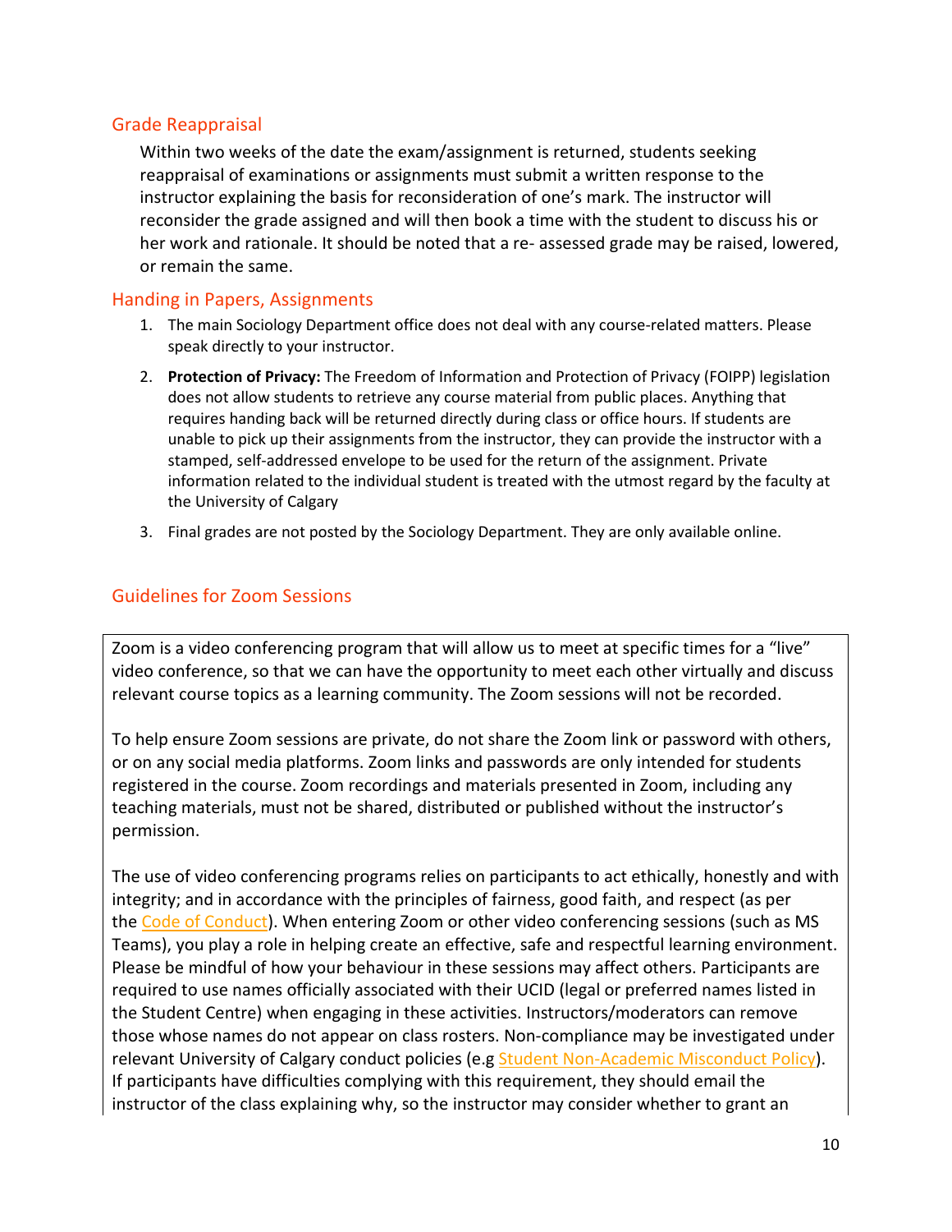## Grade Reappraisal

Within two weeks of the date the exam/assignment is returned, students seeking reappraisal of examinations or assignments must submit a written response to the instructor explaining the basis for reconsideration of one's mark. The instructor will reconsider the grade assigned and will then book a time with the student to discuss his or her work and rationale. It should be noted that a re- assessed grade may be raised, lowered, or remain the same.

## Handing in Papers, Assignments

1. The main Sociology Department office does not deal with any course-related matters. Please speak directly to your instructor.
2. **Protection of Privacy:** The Freedom of Information and Protection of Privacy (FOIPP) legislation does not allow students to retrieve any course material from public places. Anything that requires handing back will be returned directly during class or office hours. If students are unable to pick up their assignments from the instructor, they can provide the instructor with a stamped, self-addressed envelope to be used for the return of the assignment. Private information related to the individual student is treated with the utmost regard by the faculty at the University of Calgary
3. Final grades are not posted by the Sociology Department. They are only available online.

## Guidelines for Zoom Sessions

Zoom is a video conferencing program that will allow us to meet at specific times for a "live" video conference, so that we can have the opportunity to meet each other virtually and discuss relevant course topics as a learning community. The Zoom sessions will not be recorded.

To help ensure Zoom sessions are private, do not share the Zoom link or password with others, or on any social media platforms. Zoom links and passwords are only intended for students registered in the course. Zoom recordings and materials presented in Zoom, including any teaching materials, must not be shared, distributed or published without the instructor's permission.

The use of video conferencing programs relies on participants to act ethically, honestly and with integrity; and in accordance with the principles of fairness, good faith, and respect (as per the Code of Conduct). When entering Zoom or other video conferencing sessions (such as MS Teams), you play a role in helping create an effective, safe and respectful learning environment. Please be mindful of how your behaviour in these sessions may affect others. Participants are required to use names officially associated with their UCID (legal or preferred names listed in the Student Centre) when engaging in these activities. Instructors/moderators can remove those whose names do not appear on class rosters. Non-compliance may be investigated under relevant University of Calgary conduct policies (e.g Student Non-Academic Misconduct Policy). If participants have difficulties complying with this requirement, they should email the instructor of the class explaining why, so the instructor may consider whether to grant an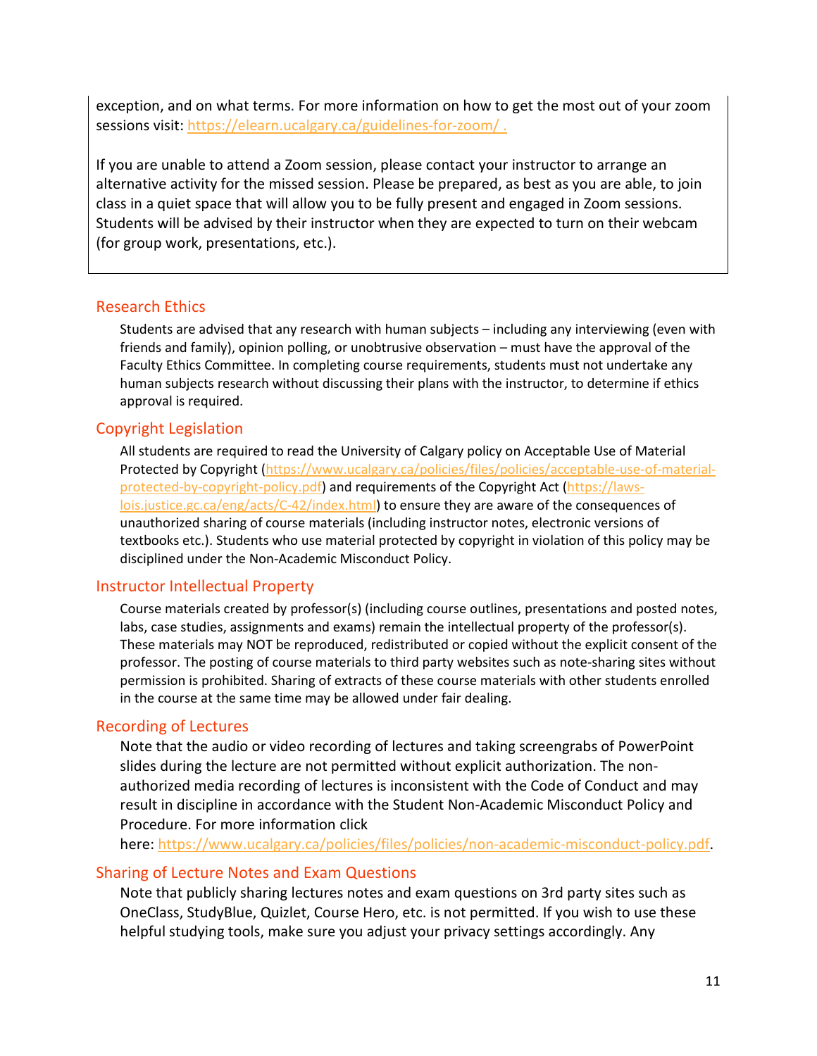exception, and on what terms. For more information on how to get the most out of your zoom sessions visit: https://elearn.ucalgary.ca/guidelines-for-zoom/ .

If you are unable to attend a Zoom session, please contact your instructor to arrange an alternative activity for the missed session. Please be prepared, as best as you are able, to join class in a quiet space that will allow you to be fully present and engaged in Zoom sessions. Students will be advised by their instructor when they are expected to turn on their webcam (for group work, presentations, etc.).

## Research Ethics

Students are advised that any research with human subjects – including any interviewing (even with friends and family), opinion polling, or unobtrusive observation – must have the approval of the Faculty Ethics Committee. In completing course requirements, students must not undertake any human subjects research without discussing their plans with the instructor, to determine if ethics approval is required.

## Copyright Legislation

All students are required to read the University of Calgary policy on Acceptable Use of Material Protected by Copyright (https://www.ucalgary.ca/policies/files/policies/acceptable-use-of-material-protected-by-copyright-policy.pdf) and requirements of the Copyright Act (https://laws-lois.justice.gc.ca/eng/acts/C-42/index.html) to ensure they are aware of the consequences of unauthorized sharing of course materials (including instructor notes, electronic versions of textbooks etc.). Students who use material protected by copyright in violation of this policy may be disciplined under the Non-Academic Misconduct Policy.

## Instructor Intellectual Property

Course materials created by professor(s) (including course outlines, presentations and posted notes, labs, case studies, assignments and exams) remain the intellectual property of the professor(s). These materials may NOT be reproduced, redistributed or copied without the explicit consent of the professor. The posting of course materials to third party websites such as note-sharing sites without permission is prohibited. Sharing of extracts of these course materials with other students enrolled in the course at the same time may be allowed under fair dealing.

## Recording of Lectures

Note that the audio or video recording of lectures and taking screengrabs of PowerPoint slides during the lecture are not permitted without explicit authorization. The non-authorized media recording of lectures is inconsistent with the Code of Conduct and may result in discipline in accordance with the Student Non-Academic Misconduct Policy and Procedure. For more information click here: https://www.ucalgary.ca/policies/files/policies/non-academic-misconduct-policy.pdf.

## Sharing of Lecture Notes and Exam Questions

Note that publicly sharing lectures notes and exam questions on 3rd party sites such as OneClass, StudyBlue, Quizlet, Course Hero, etc. is not permitted. If you wish to use these helpful studying tools, make sure you adjust your privacy settings accordingly. Any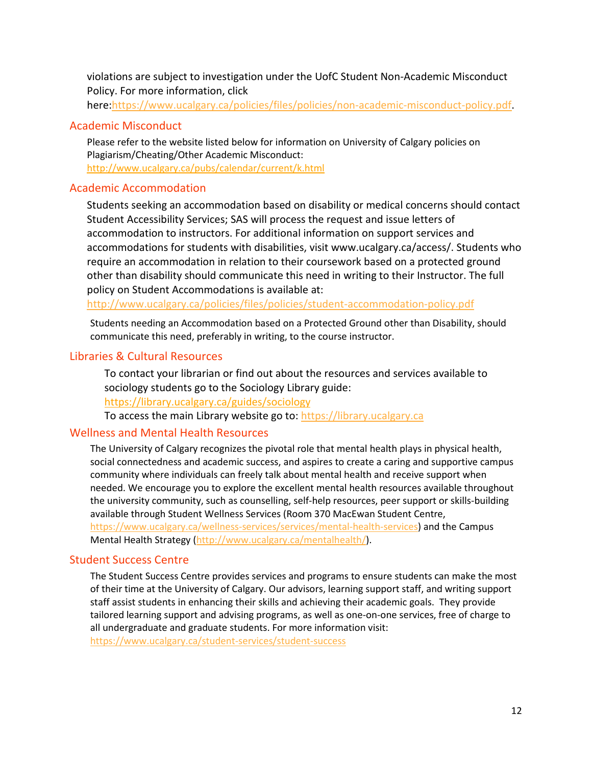violations are subject to investigation under the UofC Student Non-Academic Misconduct Policy. For more information, click here:https://www.ucalgary.ca/policies/files/policies/non-academic-misconduct-policy.pdf.

## Academic Misconduct

Please refer to the website listed below for information on University of Calgary policies on Plagiarism/Cheating/Other Academic Misconduct:
http://www.ucalgary.ca/pubs/calendar/current/k.html

## Academic Accommodation

Students seeking an accommodation based on disability or medical concerns should contact Student Accessibility Services; SAS will process the request and issue letters of accommodation to instructors. For additional information on support services and accommodations for students with disabilities, visit www.ucalgary.ca/access/. Students who require an accommodation in relation to their coursework based on a protected ground other than disability should communicate this need in writing to their Instructor. The full policy on Student Accommodations is available at:
http://www.ucalgary.ca/policies/files/policies/student-accommodation-policy.pdf

Students needing an Accommodation based on a Protected Ground other than Disability, should communicate this need, preferably in writing, to the course instructor.

## Libraries & Cultural Resources

To contact your librarian or find out about the resources and services available to sociology students go to the Sociology Library guide:
https://library.ucalgary.ca/guides/sociology
To access the main Library website go to: https://library.ucalgary.ca

## Wellness and Mental Health Resources

The University of Calgary recognizes the pivotal role that mental health plays in physical health, social connectedness and academic success, and aspires to create a caring and supportive campus community where individuals can freely talk about mental health and receive support when needed. We encourage you to explore the excellent mental health resources available throughout the university community, such as counselling, self-help resources, peer support or skills-building available through Student Wellness Services (Room 370 MacEwan Student Centre, https://www.ucalgary.ca/wellness-services/services/mental-health-services) and the Campus Mental Health Strategy (http://www.ucalgary.ca/mentalhealth/).

## Student Success Centre

The Student Success Centre provides services and programs to ensure students can make the most of their time at the University of Calgary. Our advisors, learning support staff, and writing support staff assist students in enhancing their skills and achieving their academic goals. They provide tailored learning support and advising programs, as well as one-on-one services, free of charge to all undergraduate and graduate students. For more information visit:
https://www.ucalgary.ca/student-services/student-success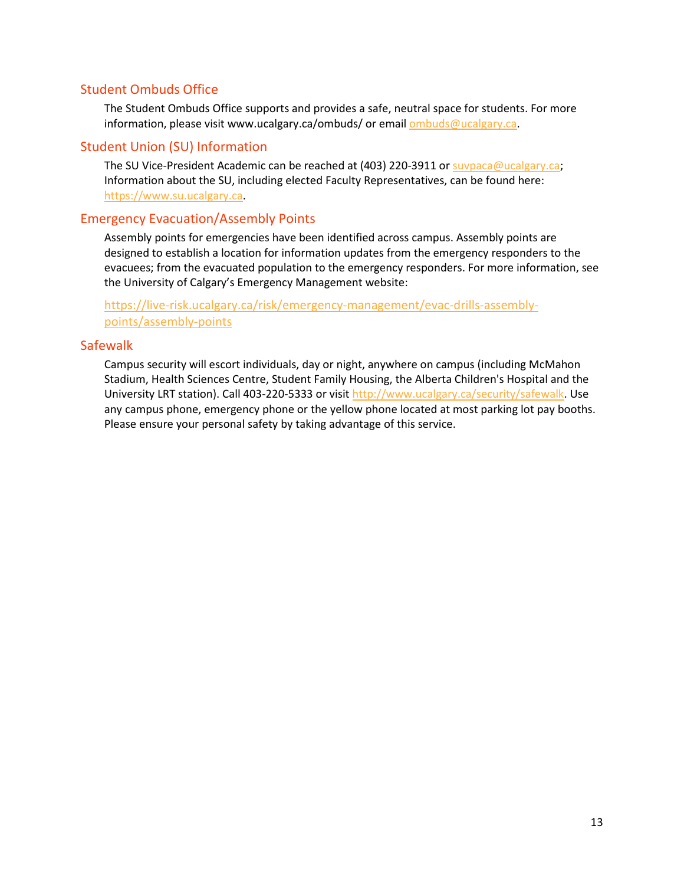## Student Ombuds Office

The Student Ombuds Office supports and provides a safe, neutral space for students. For more information, please visit www.ucalgary.ca/ombuds/ or email ombuds@ucalgary.ca.

## Student Union (SU) Information

The SU Vice-President Academic can be reached at (403) 220-3911 or suvpaca@ucalgary.ca; Information about the SU, including elected Faculty Representatives, can be found here: https://www.su.ucalgary.ca.

## Emergency Evacuation/Assembly Points

Assembly points for emergencies have been identified across campus. Assembly points are designed to establish a location for information updates from the emergency responders to the evacuees; from the evacuated population to the emergency responders. For more information, see the University of Calgary's Emergency Management website:

https://live-risk.ucalgary.ca/risk/emergency-management/evac-drills-assembly-points/assembly-points

## Safewalk

Campus security will escort individuals, day or night, anywhere on campus (including McMahon Stadium, Health Sciences Centre, Student Family Housing, the Alberta Children's Hospital and the University LRT station). Call 403-220-5333 or visit http://www.ucalgary.ca/security/safewalk. Use any campus phone, emergency phone or the yellow phone located at most parking lot pay booths. Please ensure your personal safety by taking advantage of this service.